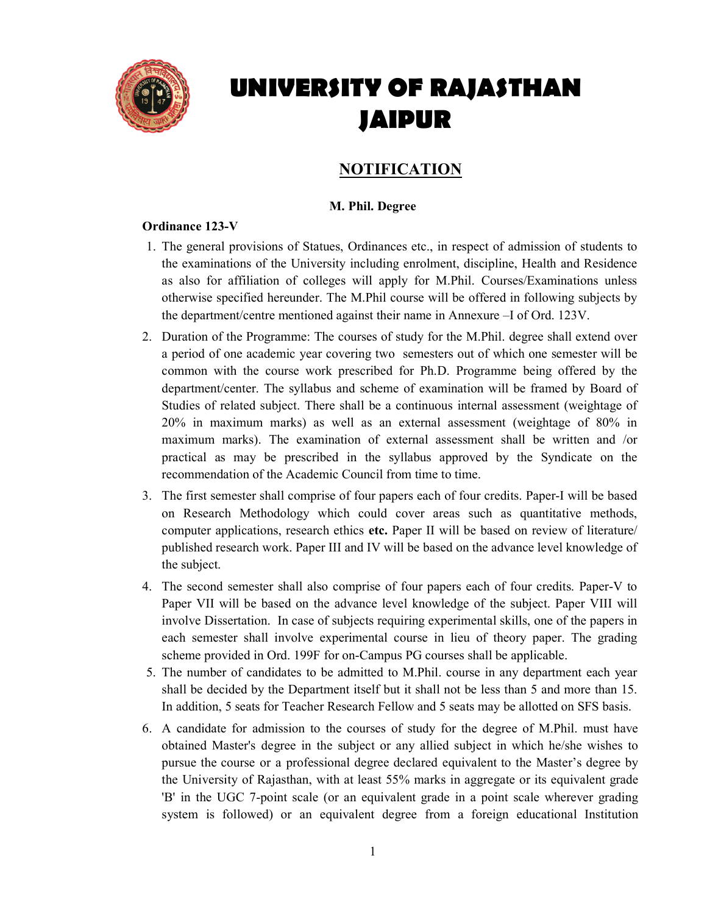# UNIVERSITY OF RAJASTHAN JAIPUR

## NOTIFICATION

**M. Phil. Degree**

**Ordinance 123-V**

1. The general provisions of Statues, Ordinances etc., in respect of admission of students to the examinations of the University including enrolment, discipline, Health and Residence as also for affiliation of colleges will apply for M.Phil. Courses/Examinations unless otherwise specified hereunder. The M.Phil course will be offered in following subjects by the department/centre mentioned against their name in Annexure –I of Ord. 123V.

2. Duration of the Programme: The courses of study for the M.Phil. degree shall extend over a period of one academic year covering two semesters out of which one semester will be common with the course work prescribed for Ph.D. Programme being offered by the department/center. The syllabus and scheme of examination will be framed by Board of Studies of related subject. There shall be a continuous internal assessment (weightage of 20% in maximum marks) as well as an external assessment (weightage of 80% in maximum marks). The examination of external assessment shall be written and /or practical as may be prescribed in the syllabus approved by the Syndicate on the recommendation of the Academic Council from time to time.

3. The first semester shall comprise of four papers each of four credits. Paper-I will be based on Research Methodology which could cover areas such as quantitative methods, computer applications, research ethics **etc.** Paper II will be based on review of literature/ published research work. Paper III and IV will be based on the advance level knowledge of the subject.

4. The second semester shall also comprise of four papers each of four credits. Paper-V to Paper VII will be based on the advance level knowledge of the subject. Paper VIII will involve Dissertation. In case of subjects requiring experimental skills, one of the papers in each semester shall involve experimental course in lieu of theory paper. The grading scheme provided in Ord. 199F for on-Campus PG courses shall be applicable.

5. The number of candidates to be admitted to M.Phil. course in any department each year shall be decided by the Department itself but it shall not be less than 5 and more than 15. In addition, 5 seats for Teacher Research Fellow and 5 seats may be allotted on SFS basis.

6. A candidate for admission to the courses of study for the degree of M.Phil. must have obtained Master's degree in the subject or any allied subject in which he/she wishes to pursue the course or a professional degree declared equivalent to the Master's degree by the University of Rajasthan, with at least 55% marks in aggregate or its equivalent grade 'B' in the UGC 7-point scale (or an equivalent grade in a point scale wherever grading system is followed) or an equivalent degree from a foreign educational Institution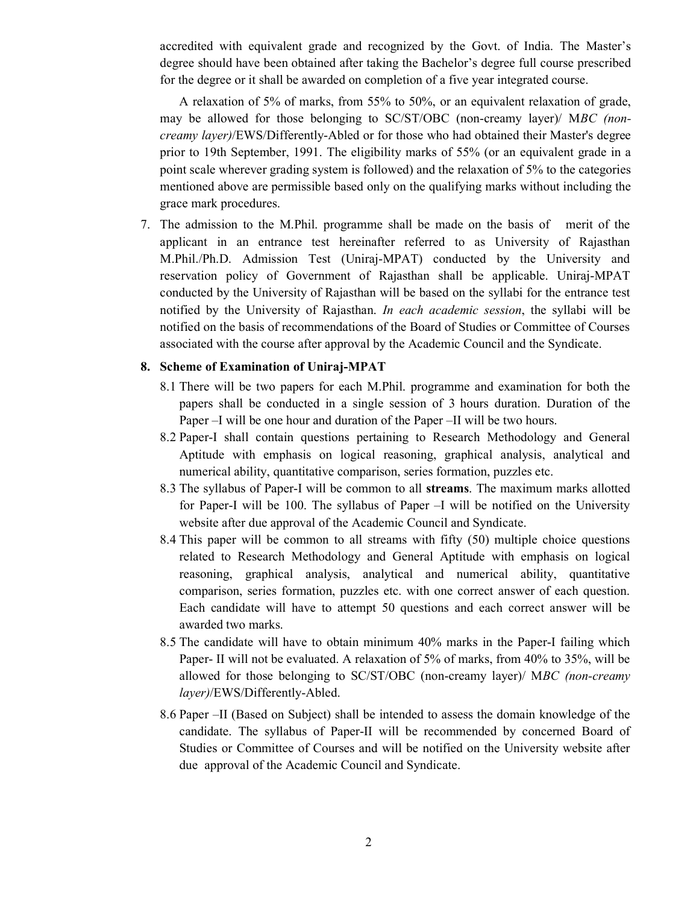accredited with equivalent grade and recognized by the Govt. of India. The Master's degree should have been obtained after taking the Bachelor's degree full course prescribed for the degree or it shall be awarded on completion of a five year integrated course.

A relaxation of 5% of marks, from 55% to 50%, or an equivalent relaxation of grade, may be allowed for those belonging to SC/ST/OBC (non-creamy layer)/ M*BC (non-creamy layer)*/EWS/Differently-Abled or for those who had obtained their Master's degree prior to 19th September, 1991. The eligibility marks of 55% (or an equivalent grade in a point scale wherever grading system is followed) and the relaxation of 5% to the categories mentioned above are permissible based only on the qualifying marks without including the grace mark procedures.

7. The admission to the M.Phil. programme shall be made on the basis of merit of the applicant in an entrance test hereinafter referred to as University of Rajasthan M.Phil./Ph.D. Admission Test (Uniraj-MPAT) conducted by the University and reservation policy of Government of Rajasthan shall be applicable. Uniraj-MPAT conducted by the University of Rajasthan will be based on the syllabi for the entrance test notified by the University of Rajasthan. *In each academic session*, the syllabi will be notified on the basis of recommendations of the Board of Studies or Committee of Courses associated with the course after approval by the Academic Council and the Syndicate.

8. **Scheme of Examination of Uniraj-MPAT**

   8.1 There will be two papers for each M.Phil. programme and examination for both the papers shall be conducted in a single session of 3 hours duration. Duration of the Paper –I will be one hour and duration of the Paper –II will be two hours.

   8.2 Paper-I shall contain questions pertaining to Research Methodology and General Aptitude with emphasis on logical reasoning, graphical analysis, analytical and numerical ability, quantitative comparison, series formation, puzzles etc.

   8.3 The syllabus of Paper-I will be common to all **streams**. The maximum marks allotted for Paper-I will be 100. The syllabus of Paper –I will be notified on the University website after due approval of the Academic Council and Syndicate.

   8.4 This paper will be common to all streams with fifty (50) multiple choice questions related to Research Methodology and General Aptitude with emphasis on logical reasoning, graphical analysis, analytical and numerical ability, quantitative comparison, series formation, puzzles etc. with one correct answer of each question. Each candidate will have to attempt 50 questions and each correct answer will be awarded two marks.

   8.5 The candidate will have to obtain minimum 40% marks in the Paper-I failing which Paper- II will not be evaluated. A relaxation of 5% of marks, from 40% to 35%, will be allowed for those belonging to SC/ST/OBC (non-creamy layer)/ M*BC (non-creamy layer)*/EWS/Differently-Abled.

   8.6 Paper –II (Based on Subject) shall be intended to assess the domain knowledge of the candidate. The syllabus of Paper-II will be recommended by concerned Board of Studies or Committee of Courses and will be notified on the University website after due approval of the Academic Council and Syndicate.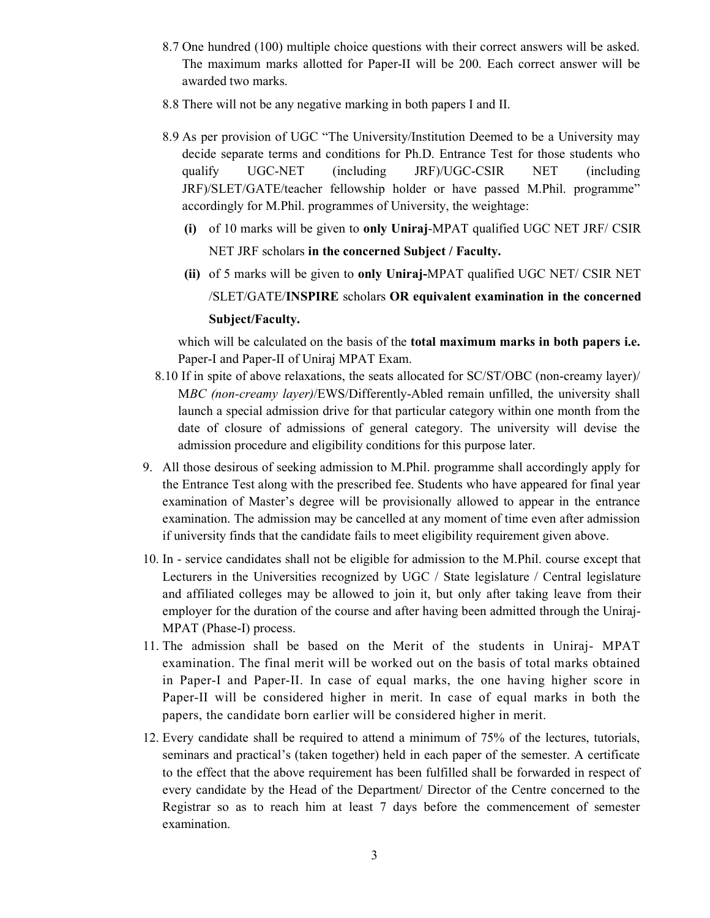8.7 One hundred (100) multiple choice questions with their correct answers will be asked. The maximum marks allotted for Paper-II will be 200. Each correct answer will be awarded two marks.

8.8 There will not be any negative marking in both papers I and II.

8.9 As per provision of UGC "The University/Institution Deemed to be a University may decide separate terms and conditions for Ph.D. Entrance Test for those students who qualify UGC-NET (including JRF)/UGC-CSIR NET (including JRF)/SLET/GATE/teacher fellowship holder or have passed M.Phil. programme" accordingly for M.Phil. programmes of University, the weightage:

  **(i)** of 10 marks will be given to **only Uniraj**-MPAT qualified UGC NET JRF/ CSIR NET JRF scholars **in the concerned Subject / Faculty.**

  **(ii)** of 5 marks will be given to **only Uniraj-**MPAT qualified UGC NET/ CSIR NET /SLET/GATE/**INSPIRE** scholars **OR equivalent examination in the concerned Subject/Faculty.**

which will be calculated on the basis of the **total maximum marks in both papers i.e.** Paper-I and Paper-II of Uniraj MPAT Exam.

8.10 If in spite of above relaxations, the seats allocated for SC/ST/OBC (non-creamy layer)/ M*BC (non-creamy layer)*/EWS/Differently-Abled remain unfilled, the university shall launch a special admission drive for that particular category within one month from the date of closure of admissions of general category. The university will devise the admission procedure and eligibility conditions for this purpose later.

9. All those desirous of seeking admission to M.Phil. programme shall accordingly apply for the Entrance Test along with the prescribed fee. Students who have appeared for final year examination of Master's degree will be provisionally allowed to appear in the entrance examination. The admission may be cancelled at any moment of time even after admission if university finds that the candidate fails to meet eligibility requirement given above.

10. In - service candidates shall not be eligible for admission to the M.Phil. course except that Lecturers in the Universities recognized by UGC / State legislature / Central legislature and affiliated colleges may be allowed to join it, but only after taking leave from their employer for the duration of the course and after having been admitted through the Uniraj-MPAT (Phase-I) process.

11. The admission shall be based on the Merit of the students in Uniraj- MPAT examination. The final merit will be worked out on the basis of total marks obtained in Paper-I and Paper-II. In case of equal marks, the one having higher score in Paper-II will be considered higher in merit. In case of equal marks in both the papers, the candidate born earlier will be considered higher in merit.

12. Every candidate shall be required to attend a minimum of 75% of the lectures, tutorials, seminars and practical's (taken together) held in each paper of the semester. A certificate to the effect that the above requirement has been fulfilled shall be forwarded in respect of every candidate by the Head of the Department/ Director of the Centre concerned to the Registrar so as to reach him at least 7 days before the commencement of semester examination.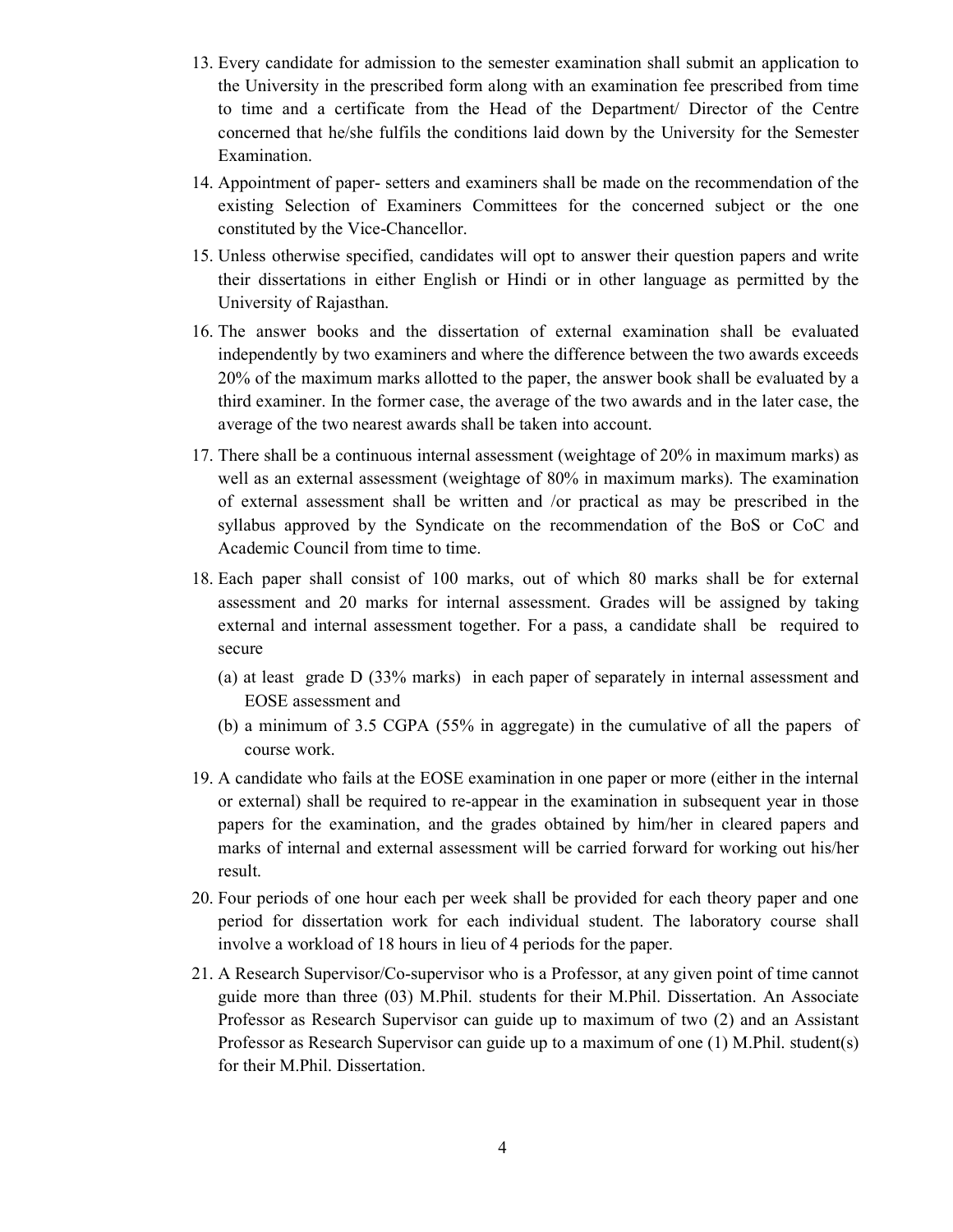13. Every candidate for admission to the semester examination shall submit an application to the University in the prescribed form along with an examination fee prescribed from time to time and a certificate from the Head of the Department/ Director of the Centre concerned that he/she fulfils the conditions laid down by the University for the Semester Examination.

14. Appointment of paper- setters and examiners shall be made on the recommendation of the existing Selection of Examiners Committees for the concerned subject or the one constituted by the Vice-Chancellor.

15. Unless otherwise specified, candidates will opt to answer their question papers and write their dissertations in either English or Hindi or in other language as permitted by the University of Rajasthan.

16. The answer books and the dissertation of external examination shall be evaluated independently by two examiners and where the difference between the two awards exceeds 20% of the maximum marks allotted to the paper, the answer book shall be evaluated by a third examiner. In the former case, the average of the two awards and in the later case, the average of the two nearest awards shall be taken into account.

17. There shall be a continuous internal assessment (weightage of 20% in maximum marks) as well as an external assessment (weightage of 80% in maximum marks). The examination of external assessment shall be written and /or practical as may be prescribed in the syllabus approved by the Syndicate on the recommendation of the BoS or CoC and Academic Council from time to time.

18. Each paper shall consist of 100 marks, out of which 80 marks shall be for external assessment and 20 marks for internal assessment. Grades will be assigned by taking external and internal assessment together. For a pass, a candidate shall be required to secure
    - (a) at least grade D (33% marks) in each paper of separately in internal assessment and EOSE assessment and
    - (b) a minimum of 3.5 CGPA (55% in aggregate) in the cumulative of all the papers of course work.

19. A candidate who fails at the EOSE examination in one paper or more (either in the internal or external) shall be required to re-appear in the examination in subsequent year in those papers for the examination, and the grades obtained by him/her in cleared papers and marks of internal and external assessment will be carried forward for working out his/her result.

20. Four periods of one hour each per week shall be provided for each theory paper and one period for dissertation work for each individual student. The laboratory course shall involve a workload of 18 hours in lieu of 4 periods for the paper.

21. A Research Supervisor/Co-supervisor who is a Professor, at any given point of time cannot guide more than three (03) M.Phil. students for their M.Phil. Dissertation. An Associate Professor as Research Supervisor can guide up to maximum of two (2) and an Assistant Professor as Research Supervisor can guide up to a maximum of one (1) M.Phil. student(s) for their M.Phil. Dissertation.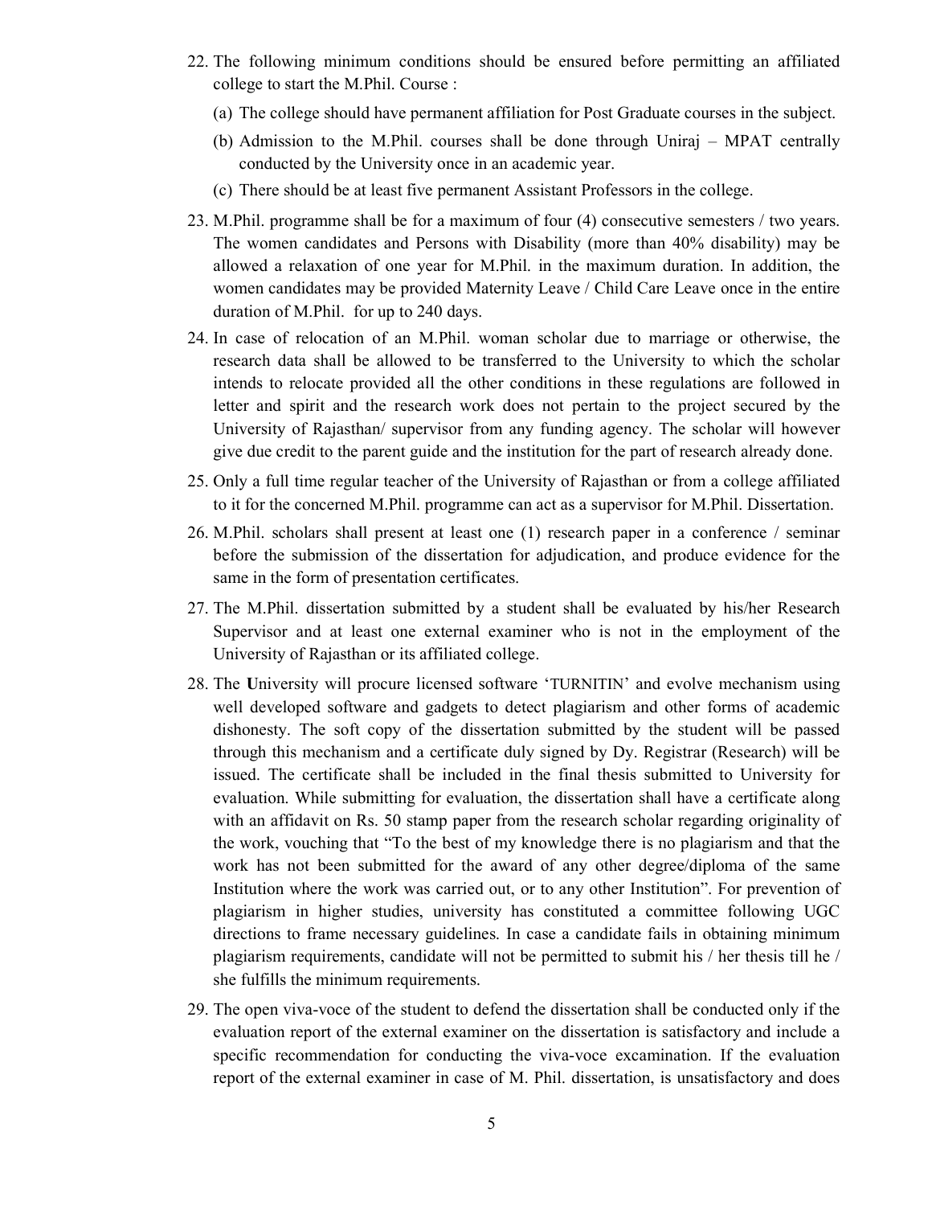22. The following minimum conditions should be ensured before permitting an affiliated college to start the M.Phil. Course :
    (a) The college should have permanent affiliation for Post Graduate courses in the subject.
    (b) Admission to the M.Phil. courses shall be done through Uniraj – MPAT centrally conducted by the University once in an academic year.
    (c) There should be at least five permanent Assistant Professors in the college.

23. M.Phil. programme shall be for a maximum of four (4) consecutive semesters / two years. The women candidates and Persons with Disability (more than 40% disability) may be allowed a relaxation of one year for M.Phil. in the maximum duration. In addition, the women candidates may be provided Maternity Leave / Child Care Leave once in the entire duration of M.Phil. for up to 240 days.

24. In case of relocation of an M.Phil. woman scholar due to marriage or otherwise, the research data shall be allowed to be transferred to the University to which the scholar intends to relocate provided all the other conditions in these regulations are followed in letter and spirit and the research work does not pertain to the project secured by the University of Rajasthan/ supervisor from any funding agency. The scholar will however give due credit to the parent guide and the institution for the part of research already done.

25. Only a full time regular teacher of the University of Rajasthan or from a college affiliated to it for the concerned M.Phil. programme can act as a supervisor for M.Phil. Dissertation.

26. M.Phil. scholars shall present at least one (1) research paper in a conference / seminar before the submission of the dissertation for adjudication, and produce evidence for the same in the form of presentation certificates.

27. The M.Phil. dissertation submitted by a student shall be evaluated by his/her Research Supervisor and at least one external examiner who is not in the employment of the University of Rajasthan or its affiliated college.

28. The **U**niversity will procure licensed software 'TURNITIN' and evolve mechanism using well developed software and gadgets to detect plagiarism and other forms of academic dishonesty. The soft copy of the dissertation submitted by the student will be passed through this mechanism and a certificate duly signed by Dy. Registrar (Research) will be issued. The certificate shall be included in the final thesis submitted to University for evaluation. While submitting for evaluation, the dissertation shall have a certificate along with an affidavit on Rs. 50 stamp paper from the research scholar regarding originality of the work, vouching that "To the best of my knowledge there is no plagiarism and that the work has not been submitted for the award of any other degree/diploma of the same Institution where the work was carried out, or to any other Institution". For prevention of plagiarism in higher studies, university has constituted a committee following UGC directions to frame necessary guidelines. In case a candidate fails in obtaining minimum plagiarism requirements, candidate will not be permitted to submit his / her thesis till he / she fulfills the minimum requirements.

29. The open viva-voce of the student to defend the dissertation shall be conducted only if the evaluation report of the external examiner on the dissertation is satisfactory and include a specific recommendation for conducting the viva-voce excamination. If the evaluation report of the external examiner in case of M. Phil. dissertation, is unsatisfactory and does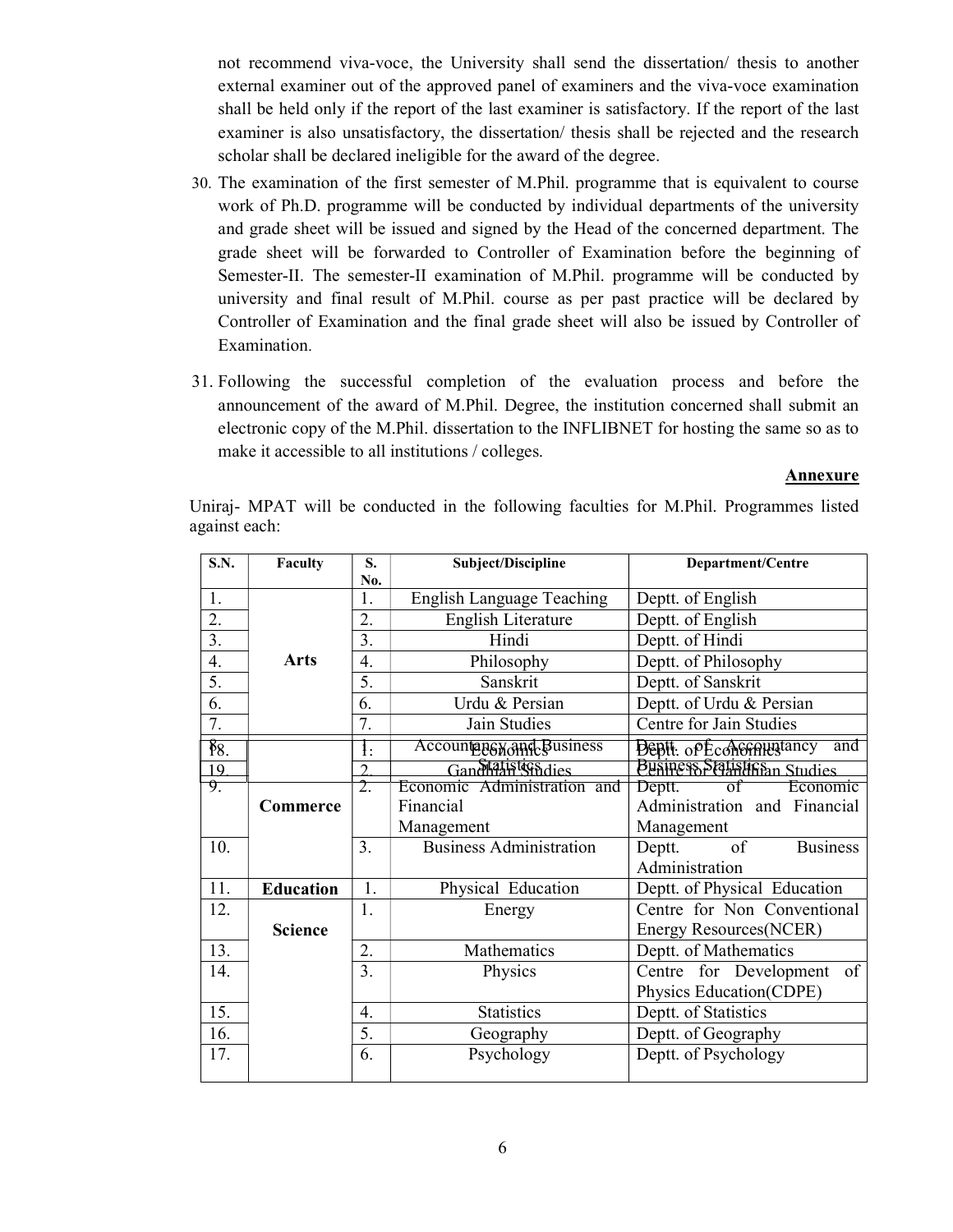not recommend viva-voce, the University shall send the dissertation/ thesis to another external examiner out of the approved panel of examiners and the viva-voce examination shall be held only if the report of the last examiner is satisfactory. If the report of the last examiner is also unsatisfactory, the dissertation/ thesis shall be rejected and the research scholar shall be declared ineligible for the award of the degree.

30. The examination of the first semester of M.Phil. programme that is equivalent to course work of Ph.D. programme will be conducted by individual departments of the university and grade sheet will be issued and signed by the Head of the concerned department. The grade sheet will be forwarded to Controller of Examination before the beginning of Semester-II. The semester-II examination of M.Phil. programme will be conducted by university and final result of M.Phil. course as per past practice will be declared by Controller of Examination and the final grade sheet will also be issued by Controller of Examination.

31. Following the successful completion of the evaluation process and before the announcement of the award of M.Phil. Degree, the institution concerned shall submit an electronic copy of the M.Phil. dissertation to the INFLIBNET for hosting the same so as to make it accessible to all institutions / colleges.

**Annexure**

Uniraj- MPAT will be conducted in the following faculties for M.Phil. Programmes listed against each:

| S.N. | Faculty | S. No. | Subject/Discipline | Department/Centre |
|---|---|---|---|---|
| 1. | **Arts** | 1. | English Language Teaching | Deptt. of English |
| 2. | | 2. | English Literature | Deptt. of English |
| 3. | | 3. | Hindi | Deptt. of Hindi |
| 4. | | 4. | Philosophy | Deptt. of Philosophy |
| 5. | | 5. | Sanskrit | Deptt. of Sanskrit |
| 6. | | 6. | Urdu & Persian | Deptt. of Urdu & Persian |
| 7. | | 7. | Jain Studies | Centre for Jain Studies |
| 18. | | 1. | Economics | Deptt. of Economics |
| 19. | | 2. | Gandhian Studies | Centre for Gandhian Studies |
| 8. | **Commerce** | 1. | Accountancy and Business Statistics | Deptt. of Accountancy and Business Statistics |
| 9. | | 2. | Economic Administration and Financial Management | Deptt. of Economic Administration and Financial Management |
| 10. | | 3. | Business Administration | Deptt. of Business Administration |
| 11. | **Education** | 1. | Physical Education | Deptt. of Physical Education |
| 12. | **Science** | 1. | Energy | Centre for Non Conventional Energy Resources(NCER) |
| 13. | | 2. | Mathematics | Deptt. of Mathematics |
| 14. | | 3. | Physics | Centre for Development of Physics Education(CDPE) |
| 15. | | 4. | Statistics | Deptt. of Statistics |
| 16. | | 5. | Geography | Deptt. of Geography |
| 17. | | 6. | Psychology | Deptt. of Psychology |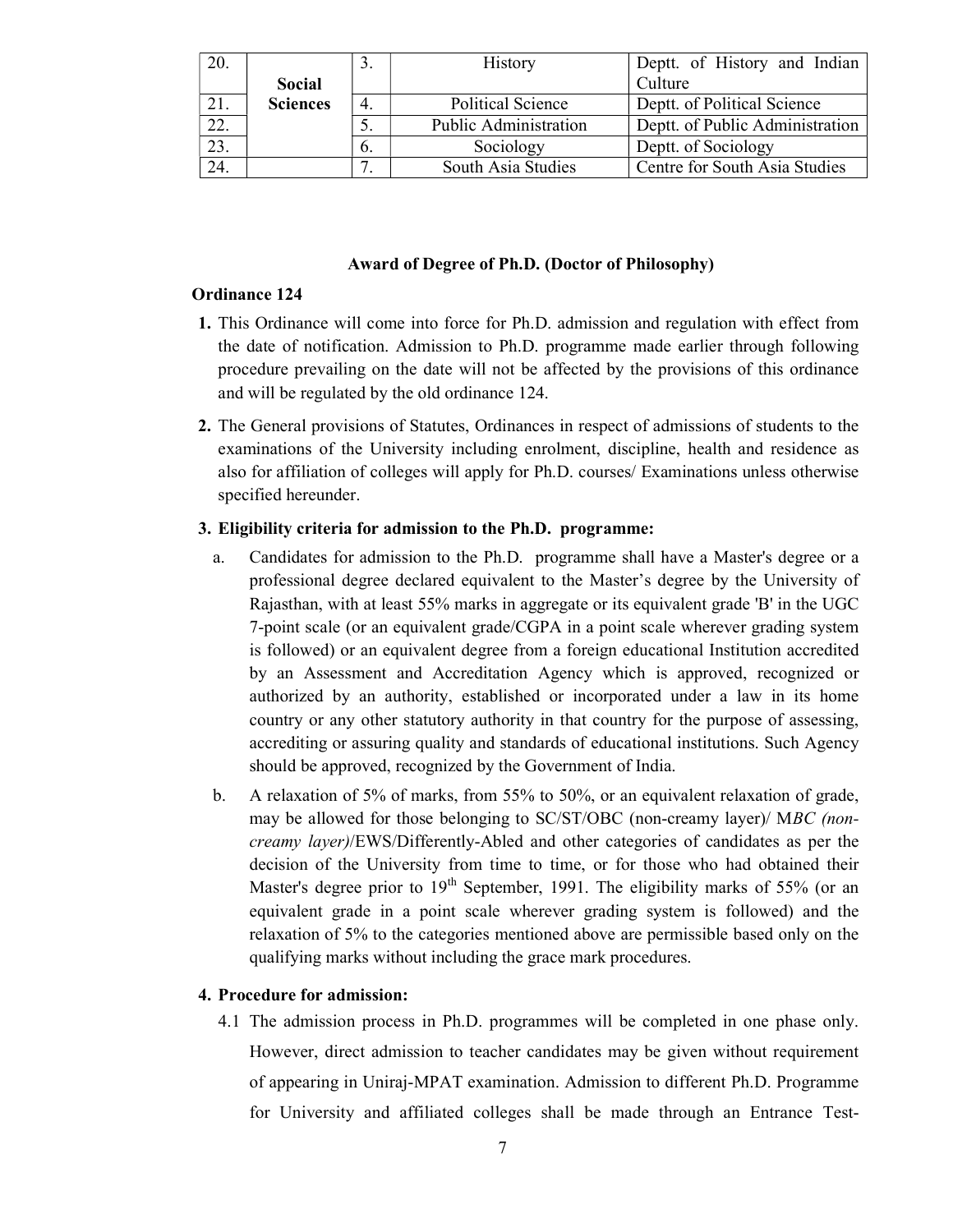| 20. | | 3. | History | Deptt. of History and Indian Culture |
|---|---|---|---|---|
| 21. | **Social Sciences** | 4. | Political Science | Deptt. of Political Science |
| 22. | | 5. | Public Administration | Deptt. of Public Administration |
| 23. | | 6. | Sociology | Deptt. of Sociology |
| 24. | | 7. | South Asia Studies | Centre for South Asia Studies |

### Award of Degree of Ph.D. (Doctor of Philosophy)

**Ordinance 124**

1. This Ordinance will come into force for Ph.D. admission and regulation with effect from the date of notification. Admission to Ph.D. programme made earlier through following procedure prevailing on the date will not be affected by the provisions of this ordinance and will be regulated by the old ordinance 124.

2. The General provisions of Statutes, Ordinances in respect of admissions of students to the examinations of the University including enrolment, discipline, health and residence as also for affiliation of colleges will apply for Ph.D. courses/ Examinations unless otherwise specified hereunder.

3. **Eligibility criteria for admission to the Ph.D. programme:**

   a. Candidates for admission to the Ph.D. programme shall have a Master's degree or a professional degree declared equivalent to the Master's degree by the University of Rajasthan, with at least 55% marks in aggregate or its equivalent grade 'B' in the UGC 7-point scale (or an equivalent grade/CGPA in a point scale wherever grading system is followed) or an equivalent degree from a foreign educational Institution accredited by an Assessment and Accreditation Agency which is approved, recognized or authorized by an authority, established or incorporated under a law in its home country or any other statutory authority in that country for the purpose of assessing, accrediting or assuring quality and standards of educational institutions. Such Agency should be approved, recognized by the Government of India.

   b. A relaxation of 5% of marks, from 55% to 50%, or an equivalent relaxation of grade, may be allowed for those belonging to SC/ST/OBC (non-creamy layer)/ M*BC (non-creamy layer)*/EWS/Differently-Abled and other categories of candidates as per the decision of the University from time to time, or for those who had obtained their Master's degree prior to 19th September, 1991. The eligibility marks of 55% (or an equivalent grade in a point scale wherever grading system is followed) and the relaxation of 5% to the categories mentioned above are permissible based only on the qualifying marks without including the grace mark procedures.

4. **Procedure for admission:**

   4.1 The admission process in Ph.D. programmes will be completed in one phase only. However, direct admission to teacher candidates may be given without requirement of appearing in Uniraj-MPAT examination. Admission to different Ph.D. Programme for University and affiliated colleges shall be made through an Entrance Test-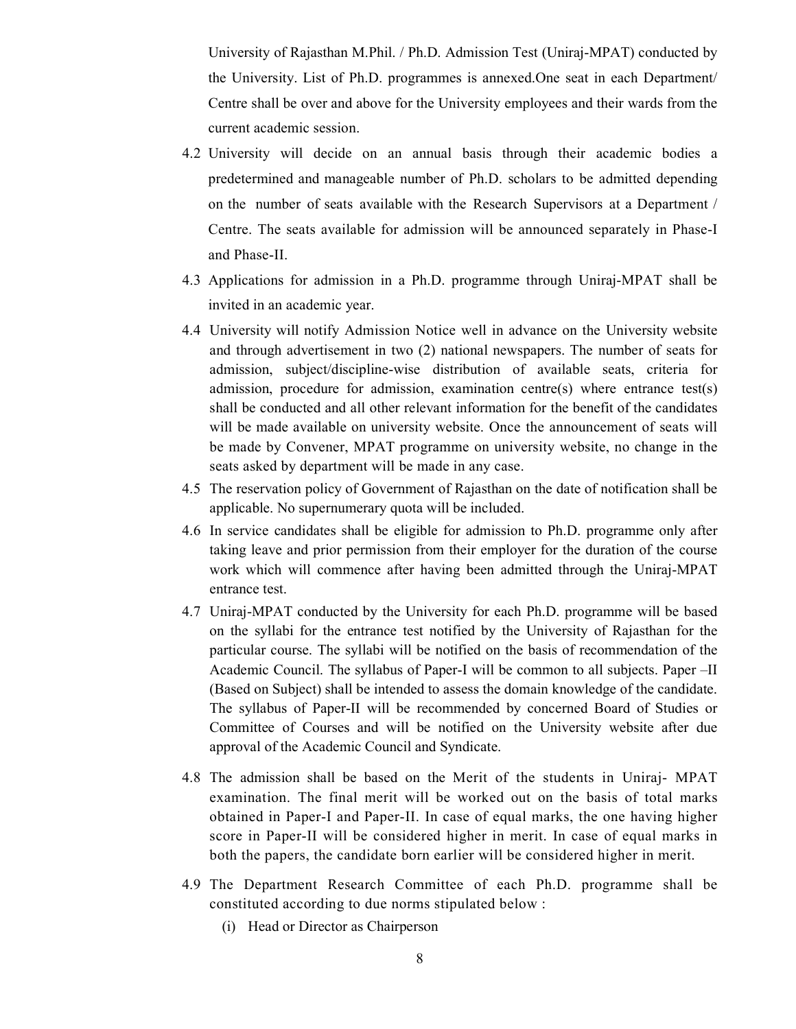University of Rajasthan M.Phil. / Ph.D. Admission Test (Uniraj-MPAT) conducted by the University. List of Ph.D. programmes is annexed.One seat in each Department/ Centre shall be over and above for the University employees and their wards from the current academic session.

4.2 University will decide on an annual basis through their academic bodies a predetermined and manageable number of Ph.D. scholars to be admitted depending on the number of seats available with the Research Supervisors at a Department / Centre. The seats available for admission will be announced separately in Phase-I and Phase-II.

4.3 Applications for admission in a Ph.D. programme through Uniraj-MPAT shall be invited in an academic year.

4.4 University will notify Admission Notice well in advance on the University website and through advertisement in two (2) national newspapers. The number of seats for admission, subject/discipline-wise distribution of available seats, criteria for admission, procedure for admission, examination centre(s) where entrance test(s) shall be conducted and all other relevant information for the benefit of the candidates will be made available on university website. Once the announcement of seats will be made by Convener, MPAT programme on university website, no change in the seats asked by department will be made in any case.

4.5 The reservation policy of Government of Rajasthan on the date of notification shall be applicable. No supernumerary quota will be included.

4.6 In service candidates shall be eligible for admission to Ph.D. programme only after taking leave and prior permission from their employer for the duration of the course work which will commence after having been admitted through the Uniraj-MPAT entrance test.

4.7 Uniraj-MPAT conducted by the University for each Ph.D. programme will be based on the syllabi for the entrance test notified by the University of Rajasthan for the particular course. The syllabi will be notified on the basis of recommendation of the Academic Council. The syllabus of Paper-I will be common to all subjects. Paper –II (Based on Subject) shall be intended to assess the domain knowledge of the candidate. The syllabus of Paper-II will be recommended by concerned Board of Studies or Committee of Courses and will be notified on the University website after due approval of the Academic Council and Syndicate.

4.8 The admission shall be based on the Merit of the students in Uniraj- MPAT examination. The final merit will be worked out on the basis of total marks obtained in Paper-I and Paper-II. In case of equal marks, the one having higher score in Paper-II will be considered higher in merit. In case of equal marks in both the papers, the candidate born earlier will be considered higher in merit.

4.9 The Department Research Committee of each Ph.D. programme shall be constituted according to due norms stipulated below :

(i) Head or Director as Chairperson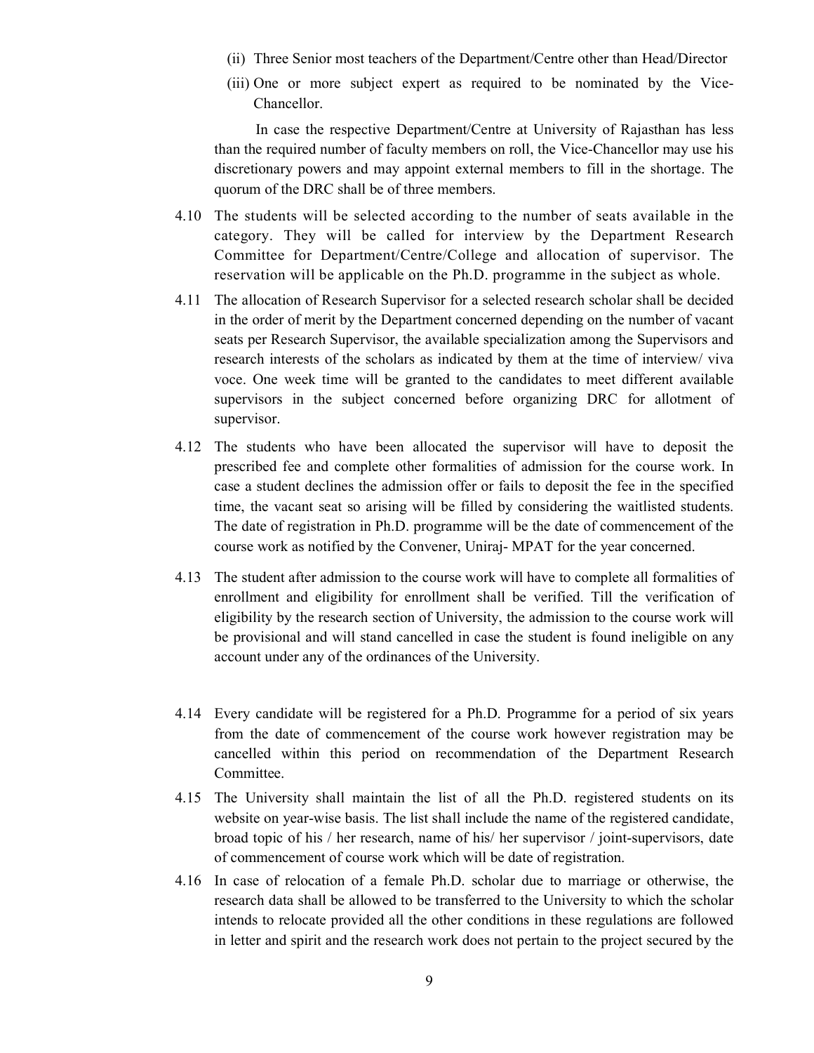(ii) Three Senior most teachers of the Department/Centre other than Head/Director

(iii) One or more subject expert as required to be nominated by the Vice-Chancellor.

In case the respective Department/Centre at University of Rajasthan has less than the required number of faculty members on roll, the Vice-Chancellor may use his discretionary powers and may appoint external members to fill in the shortage. The quorum of the DRC shall be of three members.

4.10 The students will be selected according to the number of seats available in the category. They will be called for interview by the Department Research Committee for Department/Centre/College and allocation of supervisor. The reservation will be applicable on the Ph.D. programme in the subject as whole.

4.11 The allocation of Research Supervisor for a selected research scholar shall be decided in the order of merit by the Department concerned depending on the number of vacant seats per Research Supervisor, the available specialization among the Supervisors and research interests of the scholars as indicated by them at the time of interview/ viva voce. One week time will be granted to the candidates to meet different available supervisors in the subject concerned before organizing DRC for allotment of supervisor.

4.12 The students who have been allocated the supervisor will have to deposit the prescribed fee and complete other formalities of admission for the course work. In case a student declines the admission offer or fails to deposit the fee in the specified time, the vacant seat so arising will be filled by considering the waitlisted students. The date of registration in Ph.D. programme will be the date of commencement of the course work as notified by the Convener, Uniraj- MPAT for the year concerned.

4.13 The student after admission to the course work will have to complete all formalities of enrollment and eligibility for enrollment shall be verified. Till the verification of eligibility by the research section of University, the admission to the course work will be provisional and will stand cancelled in case the student is found ineligible on any account under any of the ordinances of the University.

4.14 Every candidate will be registered for a Ph.D. Programme for a period of six years from the date of commencement of the course work however registration may be cancelled within this period on recommendation of the Department Research Committee.

4.15 The University shall maintain the list of all the Ph.D. registered students on its website on year-wise basis. The list shall include the name of the registered candidate, broad topic of his / her research, name of his/ her supervisor / joint-supervisors, date of commencement of course work which will be date of registration.

4.16 In case of relocation of a female Ph.D. scholar due to marriage or otherwise, the research data shall be allowed to be transferred to the University to which the scholar intends to relocate provided all the other conditions in these regulations are followed in letter and spirit and the research work does not pertain to the project secured by the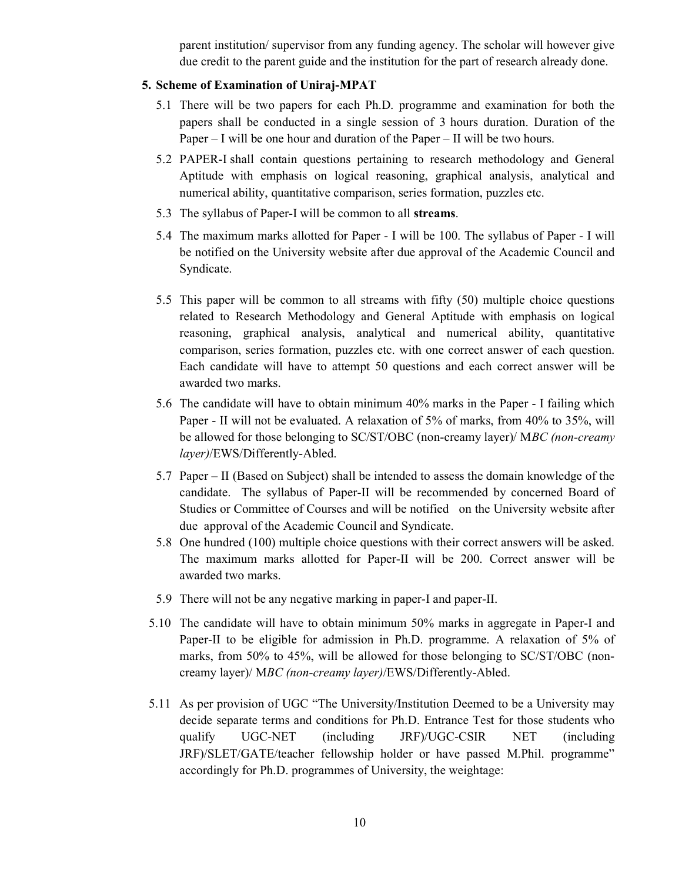parent institution/ supervisor from any funding agency. The scholar will however give due credit to the parent guide and the institution for the part of research already done.

## 5. Scheme of Examination of Uniraj-MPAT

5.1 There will be two papers for each Ph.D. programme and examination for both the papers shall be conducted in a single session of 3 hours duration. Duration of the Paper – I will be one hour and duration of the Paper – II will be two hours.

5.2 PAPER-I shall contain questions pertaining to research methodology and General Aptitude with emphasis on logical reasoning, graphical analysis, analytical and numerical ability, quantitative comparison, series formation, puzzles etc.

5.3 The syllabus of Paper-I will be common to all **streams**.

5.4 The maximum marks allotted for Paper - I will be 100. The syllabus of Paper - I will be notified on the University website after due approval of the Academic Council and Syndicate.

5.5 This paper will be common to all streams with fifty (50) multiple choice questions related to Research Methodology and General Aptitude with emphasis on logical reasoning, graphical analysis, analytical and numerical ability, quantitative comparison, series formation, puzzles etc. with one correct answer of each question. Each candidate will have to attempt 50 questions and each correct answer will be awarded two marks.

5.6 The candidate will have to obtain minimum 40% marks in the Paper - I failing which Paper - II will not be evaluated. A relaxation of 5% of marks, from 40% to 35%, will be allowed for those belonging to SC/ST/OBC (non-creamy layer)/ M*BC (non-creamy layer)*/EWS/Differently-Abled.

5.7 Paper – II (Based on Subject) shall be intended to assess the domain knowledge of the candidate. The syllabus of Paper-II will be recommended by concerned Board of Studies or Committee of Courses and will be notified on the University website after due approval of the Academic Council and Syndicate.

5.8 One hundred (100) multiple choice questions with their correct answers will be asked. The maximum marks allotted for Paper-II will be 200. Correct answer will be awarded two marks.

5.9 There will not be any negative marking in paper-I and paper-II.

5.10 The candidate will have to obtain minimum 50% marks in aggregate in Paper-I and Paper-II to be eligible for admission in Ph.D. programme. A relaxation of 5% of marks, from 50% to 45%, will be allowed for those belonging to SC/ST/OBC (non-creamy layer)/ M*BC (non-creamy layer)*/EWS/Differently-Abled.

5.11 As per provision of UGC "The University/Institution Deemed to be a University may decide separate terms and conditions for Ph.D. Entrance Test for those students who qualify UGC-NET (including JRF)/UGC-CSIR NET (including JRF)/SLET/GATE/teacher fellowship holder or have passed M.Phil. programme" accordingly for Ph.D. programmes of University, the weightage: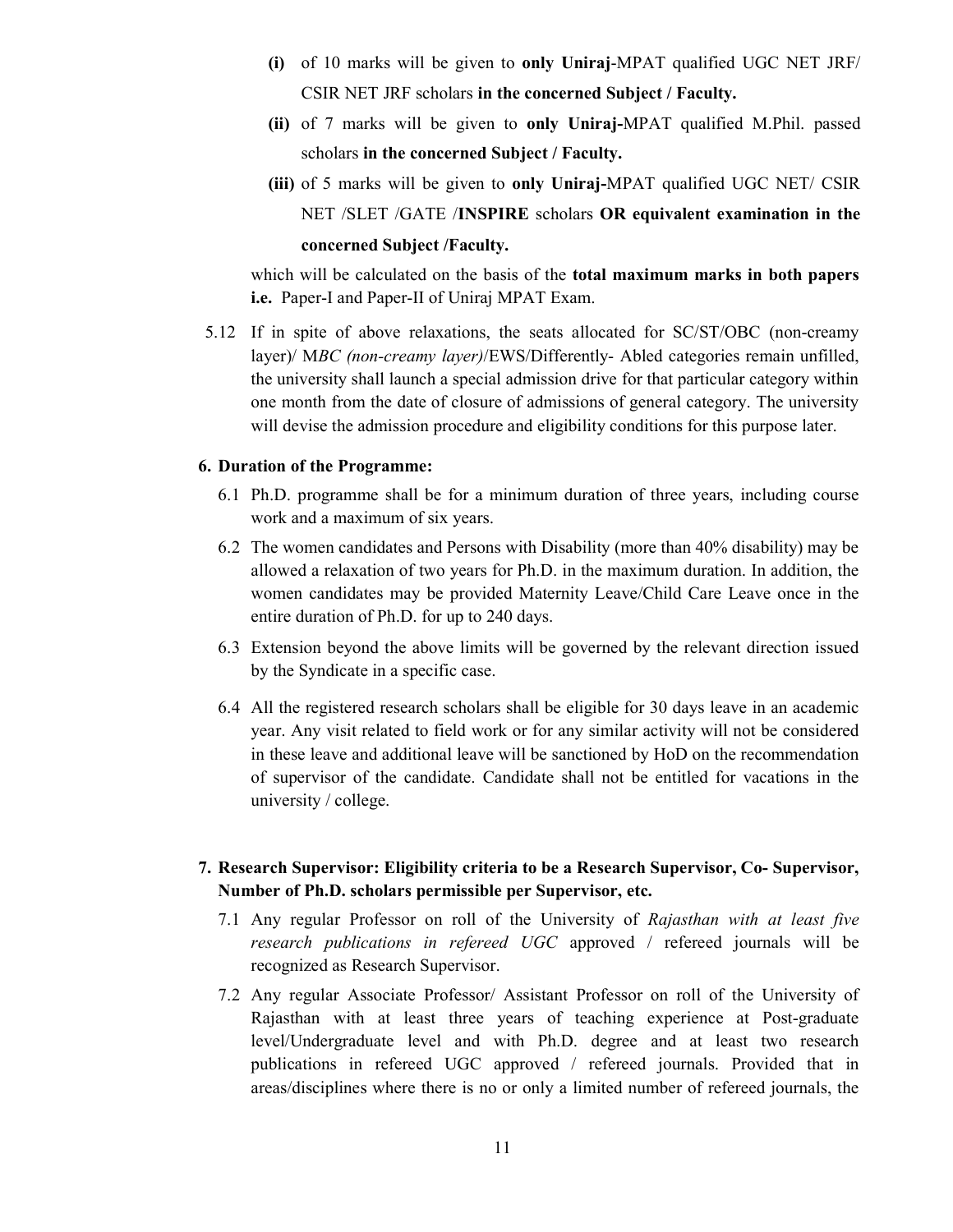- **(i)** of 10 marks will be given to **only Uniraj**-MPAT qualified UGC NET JRF/ CSIR NET JRF scholars **in the concerned Subject / Faculty.**
- **(ii)** of 7 marks will be given to **only Uniraj-**MPAT qualified M.Phil. passed scholars **in the concerned Subject / Faculty.**
- **(iii)** of 5 marks will be given to **only Uniraj-**MPAT qualified UGC NET/ CSIR NET /SLET /GATE /**INSPIRE** scholars **OR equivalent examination in the concerned Subject /Faculty.**

which will be calculated on the basis of the **total maximum marks in both papers i.e.** Paper-I and Paper-II of Uniraj MPAT Exam.

5.12 If in spite of above relaxations, the seats allocated for SC/ST/OBC (non-creamy layer)/ M*BC (non-creamy layer)*/EWS/Differently- Abled categories remain unfilled, the university shall launch a special admission drive for that particular category within one month from the date of closure of admissions of general category. The university will devise the admission procedure and eligibility conditions for this purpose later.

## 6. Duration of the Programme:

6.1 Ph.D. programme shall be for a minimum duration of three years, including course work and a maximum of six years.

6.2 The women candidates and Persons with Disability (more than 40% disability) may be allowed a relaxation of two years for Ph.D. in the maximum duration. In addition, the women candidates may be provided Maternity Leave/Child Care Leave once in the entire duration of Ph.D. for up to 240 days.

6.3 Extension beyond the above limits will be governed by the relevant direction issued by the Syndicate in a specific case.

6.4 All the registered research scholars shall be eligible for 30 days leave in an academic year. Any visit related to field work or for any similar activity will not be considered in these leave and additional leave will be sanctioned by HoD on the recommendation of supervisor of the candidate. Candidate shall not be entitled for vacations in the university / college.

## 7. Research Supervisor: Eligibility criteria to be a Research Supervisor, Co- Supervisor, Number of Ph.D. scholars permissible per Supervisor, etc.

7.1 Any regular Professor on roll of the University of *Rajasthan with at least five research publications in refereed UGC* approved / refereed journals will be recognized as Research Supervisor.

7.2 Any regular Associate Professor/ Assistant Professor on roll of the University of Rajasthan with at least three years of teaching experience at Post-graduate level/Undergraduate level and with Ph.D. degree and at least two research publications in refereed UGC approved / refereed journals. Provided that in areas/disciplines where there is no or only a limited number of refereed journals, the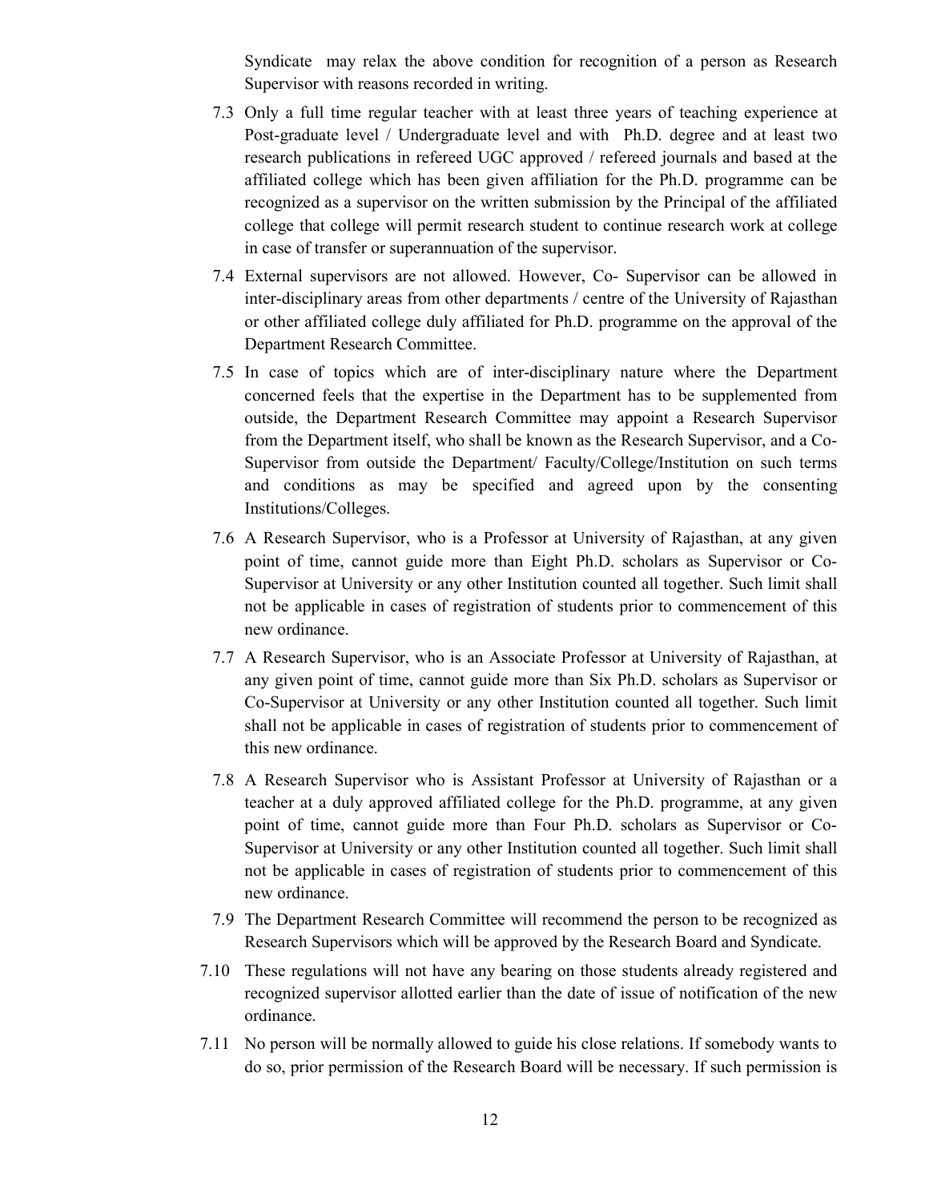Syndicate may relax the above condition for recognition of a person as Research Supervisor with reasons recorded in writing.

7.3 Only a full time regular teacher with at least three years of teaching experience at Post-graduate level / Undergraduate level and with Ph.D. degree and at least two research publications in refereed UGC approved / refereed journals and based at the affiliated college which has been given affiliation for the Ph.D. programme can be recognized as a supervisor on the written submission by the Principal of the affiliated college that college will permit research student to continue research work at college in case of transfer or superannuation of the supervisor.

7.4 External supervisors are not allowed. However, Co- Supervisor can be allowed in inter-disciplinary areas from other departments / centre of the University of Rajasthan or other affiliated college duly affiliated for Ph.D. programme on the approval of the Department Research Committee.

7.5 In case of topics which are of inter-disciplinary nature where the Department concerned feels that the expertise in the Department has to be supplemented from outside, the Department Research Committee may appoint a Research Supervisor from the Department itself, who shall be known as the Research Supervisor, and a Co-Supervisor from outside the Department/ Faculty/College/Institution on such terms and conditions as may be specified and agreed upon by the consenting Institutions/Colleges.

7.6 A Research Supervisor, who is a Professor at University of Rajasthan, at any given point of time, cannot guide more than Eight Ph.D. scholars as Supervisor or Co-Supervisor at University or any other Institution counted all together. Such limit shall not be applicable in cases of registration of students prior to commencement of this new ordinance.

7.7 A Research Supervisor, who is an Associate Professor at University of Rajasthan, at any given point of time, cannot guide more than Six Ph.D. scholars as Supervisor or Co-Supervisor at University or any other Institution counted all together. Such limit shall not be applicable in cases of registration of students prior to commencement of this new ordinance.

7.8 A Research Supervisor who is Assistant Professor at University of Rajasthan or a teacher at a duly approved affiliated college for the Ph.D. programme, at any given point of time, cannot guide more than Four Ph.D. scholars as Supervisor or Co-Supervisor at University or any other Institution counted all together. Such limit shall not be applicable in cases of registration of students prior to commencement of this new ordinance.

7.9 The Department Research Committee will recommend the person to be recognized as Research Supervisors which will be approved by the Research Board and Syndicate.

7.10 These regulations will not have any bearing on those students already registered and recognized supervisor allotted earlier than the date of issue of notification of the new ordinance.

7.11 No person will be normally allowed to guide his close relations. If somebody wants to do so, prior permission of the Research Board will be necessary. If such permission is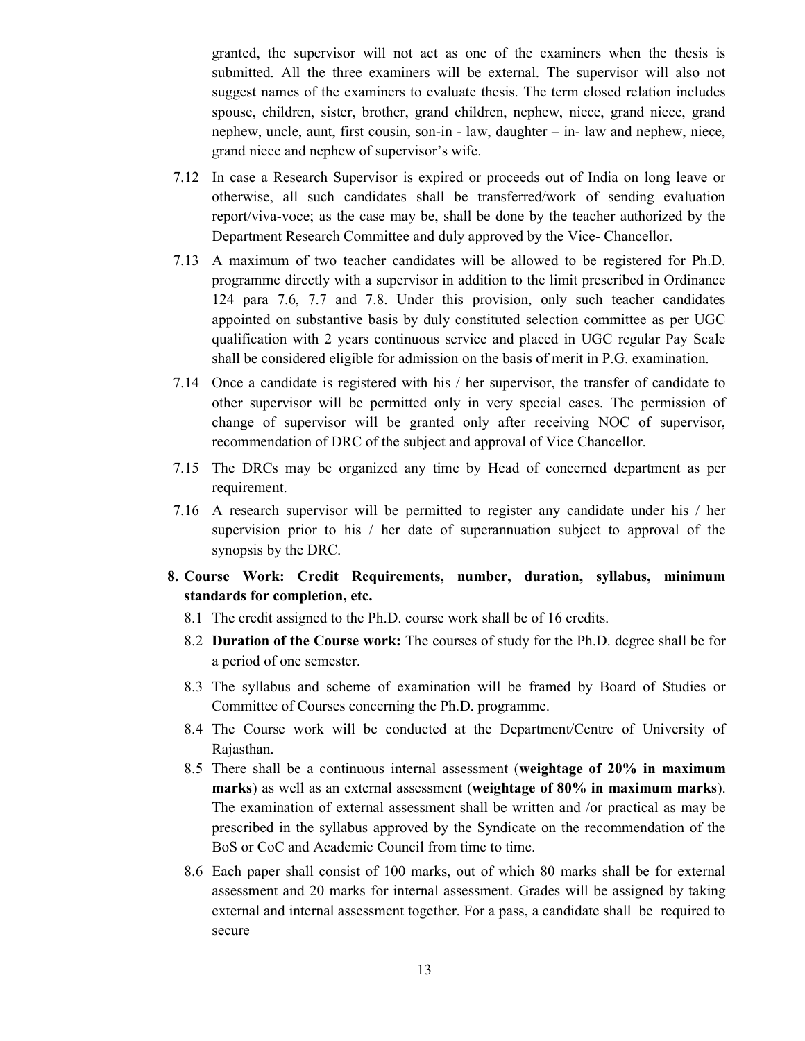granted, the supervisor will not act as one of the examiners when the thesis is submitted. All the three examiners will be external. The supervisor will also not suggest names of the examiners to evaluate thesis. The term closed relation includes spouse, children, sister, brother, grand children, nephew, niece, grand niece, grand nephew, uncle, aunt, first cousin, son-in - law, daughter – in- law and nephew, niece, grand niece and nephew of supervisor's wife.

7.12 In case a Research Supervisor is expired or proceeds out of India on long leave or otherwise, all such candidates shall be transferred/work of sending evaluation report/viva-voce; as the case may be, shall be done by the teacher authorized by the Department Research Committee and duly approved by the Vice- Chancellor.

7.13 A maximum of two teacher candidates will be allowed to be registered for Ph.D. programme directly with a supervisor in addition to the limit prescribed in Ordinance 124 para 7.6, 7.7 and 7.8. Under this provision, only such teacher candidates appointed on substantive basis by duly constituted selection committee as per UGC qualification with 2 years continuous service and placed in UGC regular Pay Scale shall be considered eligible for admission on the basis of merit in P.G. examination.

7.14 Once a candidate is registered with his / her supervisor, the transfer of candidate to other supervisor will be permitted only in very special cases. The permission of change of supervisor will be granted only after receiving NOC of supervisor, recommendation of DRC of the subject and approval of Vice Chancellor.

7.15 The DRCs may be organized any time by Head of concerned department as per requirement.

7.16 A research supervisor will be permitted to register any candidate under his / her supervision prior to his / her date of superannuation subject to approval of the synopsis by the DRC.

**8. Course Work: Credit Requirements, number, duration, syllabus, minimum standards for completion, etc.**

8.1 The credit assigned to the Ph.D. course work shall be of 16 credits.

8.2 **Duration of the Course work:** The courses of study for the Ph.D. degree shall be for a period of one semester.

8.3 The syllabus and scheme of examination will be framed by Board of Studies or Committee of Courses concerning the Ph.D. programme.

8.4 The Course work will be conducted at the Department/Centre of University of Rajasthan.

8.5 There shall be a continuous internal assessment (**weightage of 20% in maximum marks**) as well as an external assessment (**weightage of 80% in maximum marks**). The examination of external assessment shall be written and /or practical as may be prescribed in the syllabus approved by the Syndicate on the recommendation of the BoS or CoC and Academic Council from time to time.

8.6 Each paper shall consist of 100 marks, out of which 80 marks shall be for external assessment and 20 marks for internal assessment. Grades will be assigned by taking external and internal assessment together. For a pass, a candidate shall be required to secure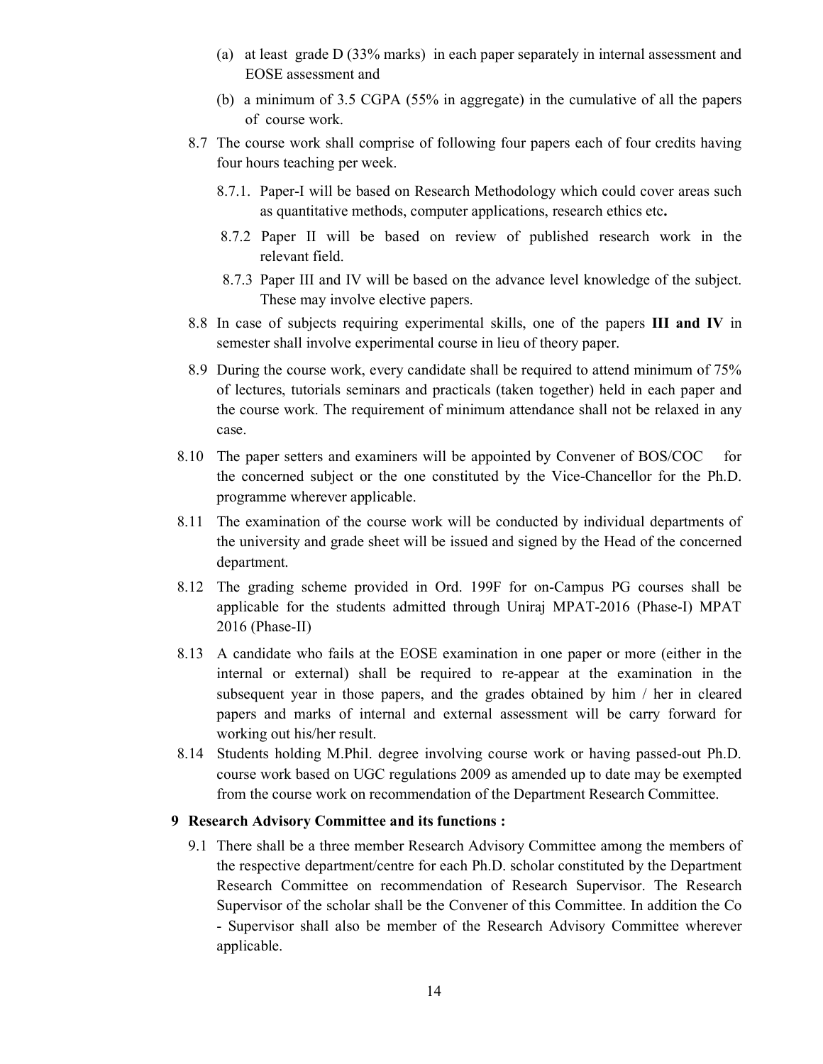(a) at least grade D (33% marks) in each paper separately in internal assessment and EOSE assessment and

(b) a minimum of 3.5 CGPA (55% in aggregate) in the cumulative of all the papers of course work.

8.7 The course work shall comprise of following four papers each of four credits having four hours teaching per week.

8.7.1. Paper-I will be based on Research Methodology which could cover areas such as quantitative methods, computer applications, research ethics etc**.**

8.7.2 Paper II will be based on review of published research work in the relevant field.

8.7.3 Paper III and IV will be based on the advance level knowledge of the subject. These may involve elective papers.

8.8 In case of subjects requiring experimental skills, one of the papers **III and IV** in semester shall involve experimental course in lieu of theory paper.

8.9 During the course work, every candidate shall be required to attend minimum of 75% of lectures, tutorials seminars and practicals (taken together) held in each paper and the course work. The requirement of minimum attendance shall not be relaxed in any case.

8.10 The paper setters and examiners will be appointed by Convener of BOS/COC for the concerned subject or the one constituted by the Vice-Chancellor for the Ph.D. programme wherever applicable.

8.11 The examination of the course work will be conducted by individual departments of the university and grade sheet will be issued and signed by the Head of the concerned department.

8.12 The grading scheme provided in Ord. 199F for on-Campus PG courses shall be applicable for the students admitted through Uniraj MPAT-2016 (Phase-I) MPAT 2016 (Phase-II)

8.13 A candidate who fails at the EOSE examination in one paper or more (either in the internal or external) shall be required to re-appear at the examination in the subsequent year in those papers, and the grades obtained by him / her in cleared papers and marks of internal and external assessment will be carry forward for working out his/her result.

8.14 Students holding M.Phil. degree involving course work or having passed-out Ph.D. course work based on UGC regulations 2009 as amended up to date may be exempted from the course work on recommendation of the Department Research Committee.

## 9 Research Advisory Committee and its functions :

9.1 There shall be a three member Research Advisory Committee among the members of the respective department/centre for each Ph.D. scholar constituted by the Department Research Committee on recommendation of Research Supervisor. The Research Supervisor of the scholar shall be the Convener of this Committee. In addition the Co - Supervisor shall also be member of the Research Advisory Committee wherever applicable.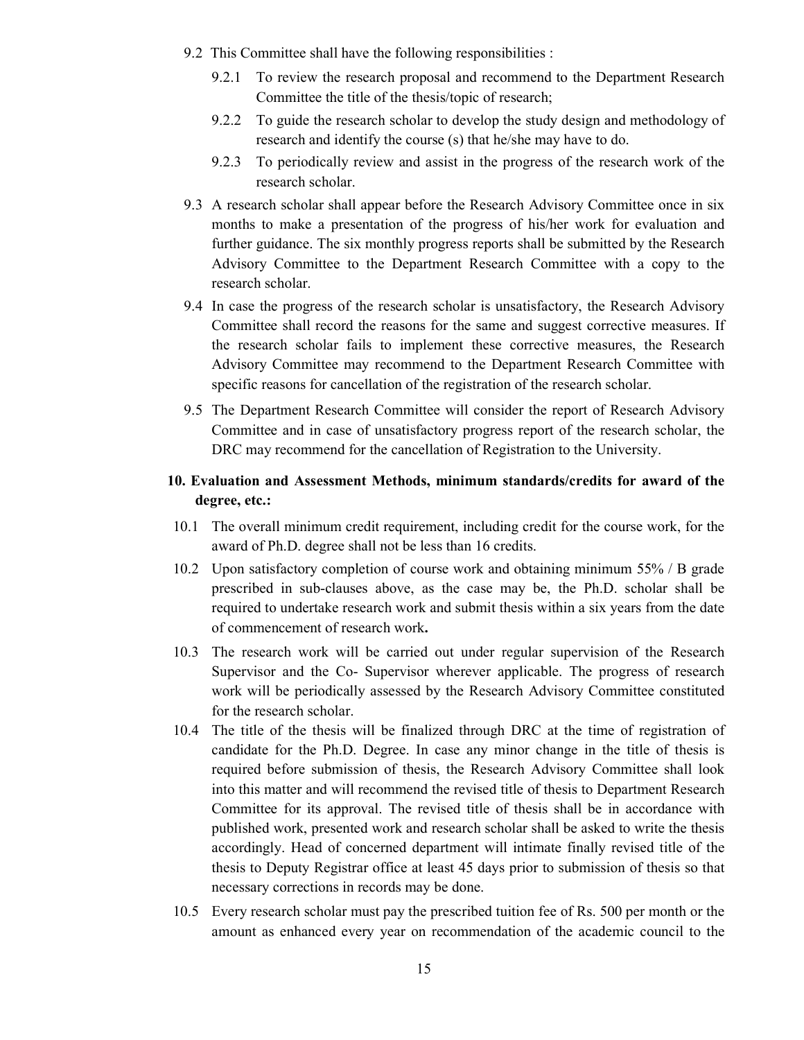9.2 This Committee shall have the following responsibilities :

9.2.1 To review the research proposal and recommend to the Department Research Committee the title of the thesis/topic of research;

9.2.2 To guide the research scholar to develop the study design and methodology of research and identify the course (s) that he/she may have to do.

9.2.3 To periodically review and assist in the progress of the research work of the research scholar.

9.3 A research scholar shall appear before the Research Advisory Committee once in six months to make a presentation of the progress of his/her work for evaluation and further guidance. The six monthly progress reports shall be submitted by the Research Advisory Committee to the Department Research Committee with a copy to the research scholar.

9.4 In case the progress of the research scholar is unsatisfactory, the Research Advisory Committee shall record the reasons for the same and suggest corrective measures. If the research scholar fails to implement these corrective measures, the Research Advisory Committee may recommend to the Department Research Committee with specific reasons for cancellation of the registration of the research scholar.

9.5 The Department Research Committee will consider the report of Research Advisory Committee and in case of unsatisfactory progress report of the research scholar, the DRC may recommend for the cancellation of Registration to the University.

## 10. Evaluation and Assessment Methods, minimum standards/credits for award of the degree, etc.:

10.1 The overall minimum credit requirement, including credit for the course work, for the award of Ph.D. degree shall not be less than 16 credits.

10.2 Upon satisfactory completion of course work and obtaining minimum 55% / B grade prescribed in sub-clauses above, as the case may be, the Ph.D. scholar shall be required to undertake research work and submit thesis within a six years from the date of commencement of research work**.**

10.3 The research work will be carried out under regular supervision of the Research Supervisor and the Co- Supervisor wherever applicable. The progress of research work will be periodically assessed by the Research Advisory Committee constituted for the research scholar.

10.4 The title of the thesis will be finalized through DRC at the time of registration of candidate for the Ph.D. Degree. In case any minor change in the title of thesis is required before submission of thesis, the Research Advisory Committee shall look into this matter and will recommend the revised title of thesis to Department Research Committee for its approval. The revised title of thesis shall be in accordance with published work, presented work and research scholar shall be asked to write the thesis accordingly. Head of concerned department will intimate finally revised title of the thesis to Deputy Registrar office at least 45 days prior to submission of thesis so that necessary corrections in records may be done.

10.5 Every research scholar must pay the prescribed tuition fee of Rs. 500 per month or the amount as enhanced every year on recommendation of the academic council to the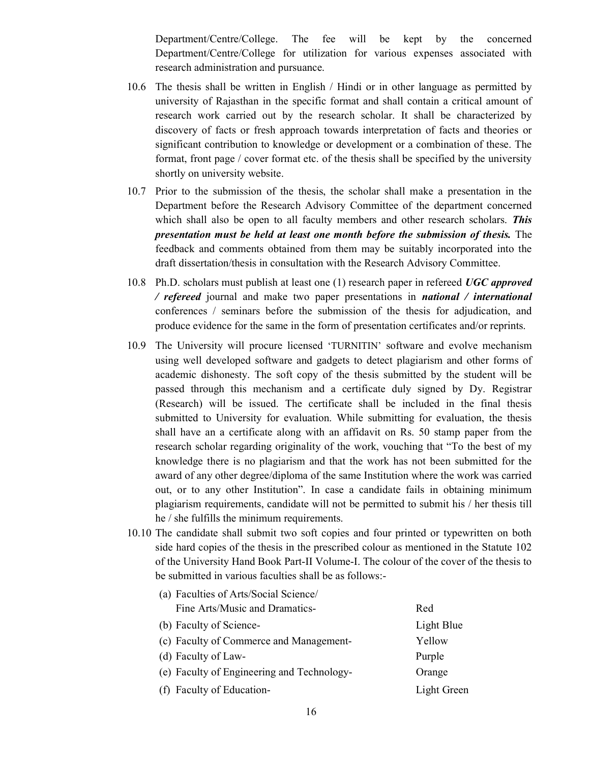Department/Centre/College. The fee will be kept by the concerned Department/Centre/College for utilization for various expenses associated with research administration and pursuance.

10.6 The thesis shall be written in English / Hindi or in other language as permitted by university of Rajasthan in the specific format and shall contain a critical amount of research work carried out by the research scholar. It shall be characterized by discovery of facts or fresh approach towards interpretation of facts and theories or significant contribution to knowledge or development or a combination of these. The format, front page / cover format etc. of the thesis shall be specified by the university shortly on university website.

10.7 Prior to the submission of the thesis, the scholar shall make a presentation in the Department before the Research Advisory Committee of the department concerned which shall also be open to all faculty members and other research scholars. ***This presentation must be held at least one month before the submission of thesis.*** The feedback and comments obtained from them may be suitably incorporated into the draft dissertation/thesis in consultation with the Research Advisory Committee.

10.8 Ph.D. scholars must publish at least one (1) research paper in refereed ***UGC approved / refereed*** journal and make two paper presentations in ***national / international*** conferences / seminars before the submission of the thesis for adjudication, and produce evidence for the same in the form of presentation certificates and/or reprints.

10.9 The University will procure licensed 'TURNITIN' software and evolve mechanism using well developed software and gadgets to detect plagiarism and other forms of academic dishonesty. The soft copy of the thesis submitted by the student will be passed through this mechanism and a certificate duly signed by Dy. Registrar (Research) will be issued. The certificate shall be included in the final thesis submitted to University for evaluation. While submitting for evaluation, the thesis shall have an a certificate along with an affidavit on Rs. 50 stamp paper from the research scholar regarding originality of the work, vouching that "To the best of my knowledge there is no plagiarism and that the work has not been submitted for the award of any other degree/diploma of the same Institution where the work was carried out, or to any other Institution". In case a candidate fails in obtaining minimum plagiarism requirements, candidate will not be permitted to submit his / her thesis till he / she fulfills the minimum requirements.

10.10 The candidate shall submit two soft copies and four printed or typewritten on both side hard copies of the thesis in the prescribed colour as mentioned in the Statute 102 of the University Hand Book Part-II Volume-I. The colour of the cover of the thesis to be submitted in various faculties shall be as follows:-

| | |
|---|---|
| (a) Faculties of Arts/Social Science/ Fine Arts/Music and Dramatics- | Red |
| (b) Faculty of Science- | Light Blue |
| (c) Faculty of Commerce and Management- | Yellow |
| (d) Faculty of Law- | Purple |
| (e) Faculty of Engineering and Technology- | Orange |
| (f) Faculty of Education- | Light Green |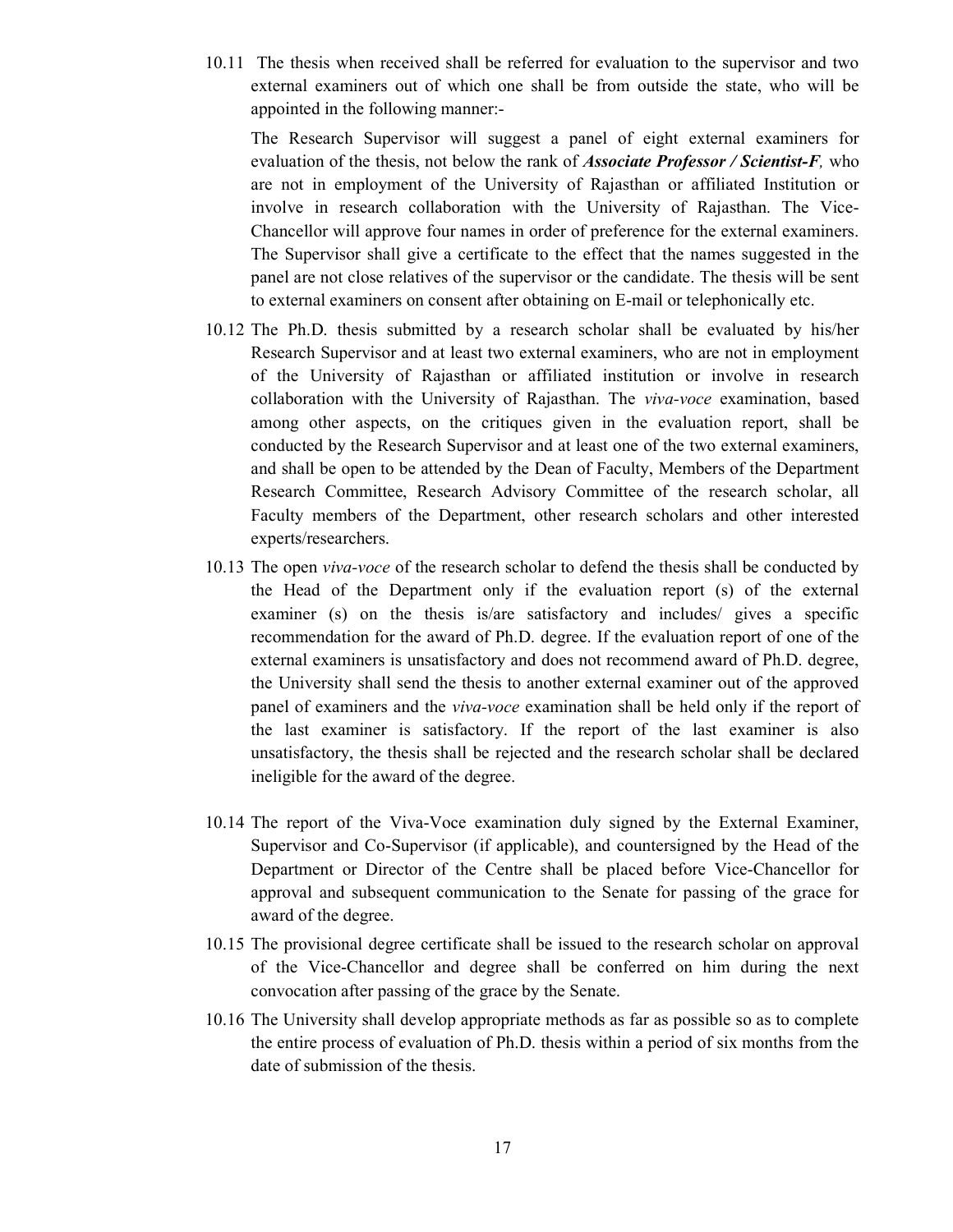10.11 The thesis when received shall be referred for evaluation to the supervisor and two external examiners out of which one shall be from outside the state, who will be appointed in the following manner:-

The Research Supervisor will suggest a panel of eight external examiners for evaluation of the thesis, not below the rank of ***Associate Professor / Scientist-F,*** who are not in employment of the University of Rajasthan or affiliated Institution or involve in research collaboration with the University of Rajasthan. The Vice-Chancellor will approve four names in order of preference for the external examiners. The Supervisor shall give a certificate to the effect that the names suggested in the panel are not close relatives of the supervisor or the candidate. The thesis will be sent to external examiners on consent after obtaining on E-mail or telephonically etc.

10.12 The Ph.D. thesis submitted by a research scholar shall be evaluated by his/her Research Supervisor and at least two external examiners, who are not in employment of the University of Rajasthan or affiliated institution or involve in research collaboration with the University of Rajasthan. The *viva-voce* examination, based among other aspects, on the critiques given in the evaluation report, shall be conducted by the Research Supervisor and at least one of the two external examiners, and shall be open to be attended by the Dean of Faculty, Members of the Department Research Committee, Research Advisory Committee of the research scholar, all Faculty members of the Department, other research scholars and other interested experts/researchers.

10.13 The open *viva-voce* of the research scholar to defend the thesis shall be conducted by the Head of the Department only if the evaluation report (s) of the external examiner (s) on the thesis is/are satisfactory and includes/ gives a specific recommendation for the award of Ph.D. degree. If the evaluation report of one of the external examiners is unsatisfactory and does not recommend award of Ph.D. degree, the University shall send the thesis to another external examiner out of the approved panel of examiners and the *viva-voce* examination shall be held only if the report of the last examiner is satisfactory. If the report of the last examiner is also unsatisfactory, the thesis shall be rejected and the research scholar shall be declared ineligible for the award of the degree.

10.14 The report of the Viva-Voce examination duly signed by the External Examiner, Supervisor and Co-Supervisor (if applicable), and countersigned by the Head of the Department or Director of the Centre shall be placed before Vice-Chancellor for approval and subsequent communication to the Senate for passing of the grace for award of the degree.

10.15 The provisional degree certificate shall be issued to the research scholar on approval of the Vice-Chancellor and degree shall be conferred on him during the next convocation after passing of the grace by the Senate.

10.16 The University shall develop appropriate methods as far as possible so as to complete the entire process of evaluation of Ph.D. thesis within a period of six months from the date of submission of the thesis.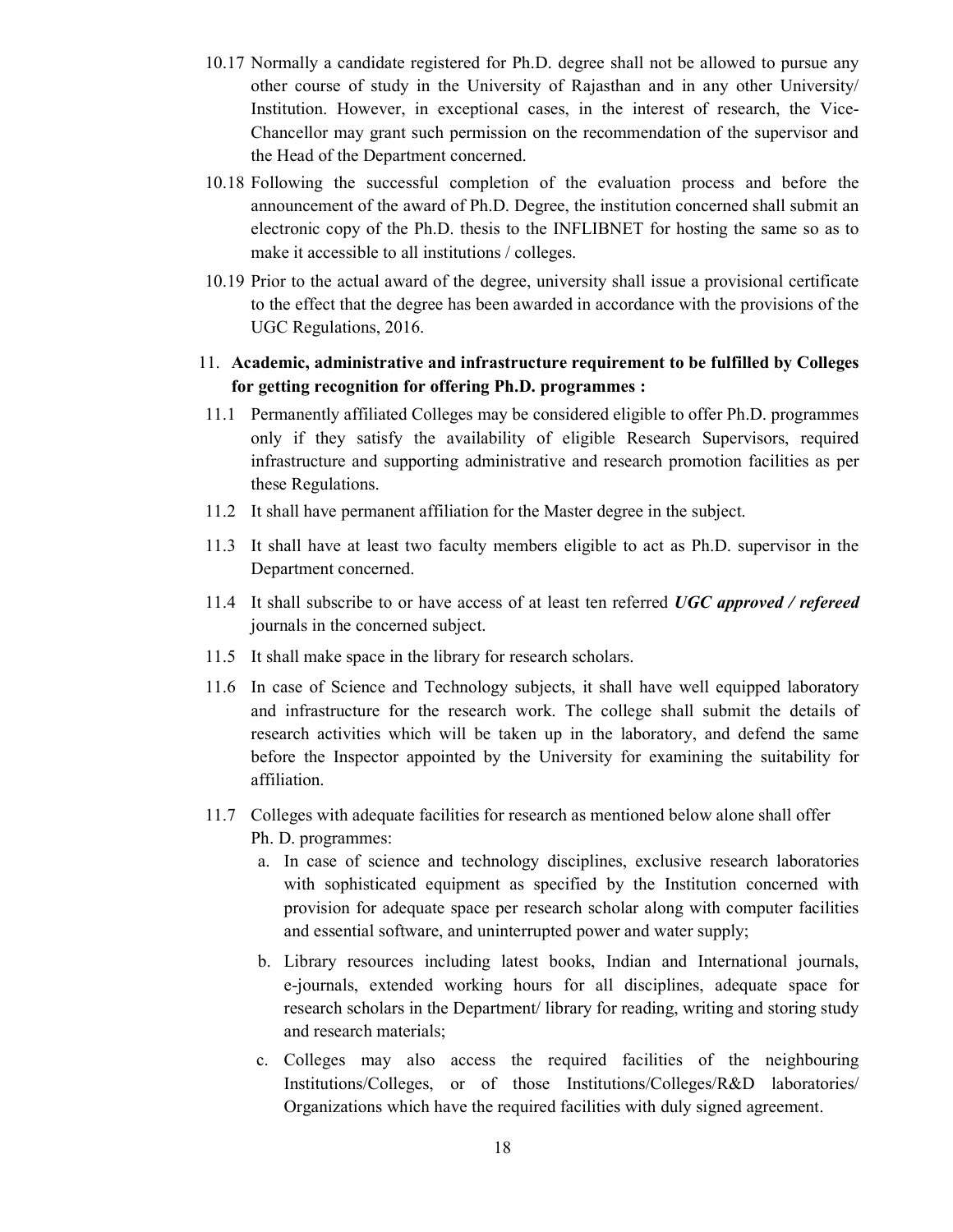10.17 Normally a candidate registered for Ph.D. degree shall not be allowed to pursue any other course of study in the University of Rajasthan and in any other University/ Institution. However, in exceptional cases, in the interest of research, the Vice-Chancellor may grant such permission on the recommendation of the supervisor and the Head of the Department concerned.

10.18 Following the successful completion of the evaluation process and before the announcement of the award of Ph.D. Degree, the institution concerned shall submit an electronic copy of the Ph.D. thesis to the INFLIBNET for hosting the same so as to make it accessible to all institutions / colleges.

10.19 Prior to the actual award of the degree, university shall issue a provisional certificate to the effect that the degree has been awarded in accordance with the provisions of the UGC Regulations, 2016.

11. **Academic, administrative and infrastructure requirement to be fulfilled by Colleges for getting recognition for offering Ph.D. programmes :**

11.1 Permanently affiliated Colleges may be considered eligible to offer Ph.D. programmes only if they satisfy the availability of eligible Research Supervisors, required infrastructure and supporting administrative and research promotion facilities as per these Regulations.

11.2 It shall have permanent affiliation for the Master degree in the subject.

11.3 It shall have at least two faculty members eligible to act as Ph.D. supervisor in the Department concerned.

11.4 It shall subscribe to or have access of at least ten referred ***UGC approved / refereed*** journals in the concerned subject.

11.5 It shall make space in the library for research scholars.

11.6 In case of Science and Technology subjects, it shall have well equipped laboratory and infrastructure for the research work. The college shall submit the details of research activities which will be taken up in the laboratory, and defend the same before the Inspector appointed by the University for examining the suitability for affiliation.

11.7 Colleges with adequate facilities for research as mentioned below alone shall offer Ph. D. programmes:

a. In case of science and technology disciplines, exclusive research laboratories with sophisticated equipment as specified by the Institution concerned with provision for adequate space per research scholar along with computer facilities and essential software, and uninterrupted power and water supply;

b. Library resources including latest books, Indian and International journals, e-journals, extended working hours for all disciplines, adequate space for research scholars in the Department/ library for reading, writing and storing study and research materials;

c. Colleges may also access the required facilities of the neighbouring Institutions/Colleges, or of those Institutions/Colleges/R&D laboratories/ Organizations which have the required facilities with duly signed agreement.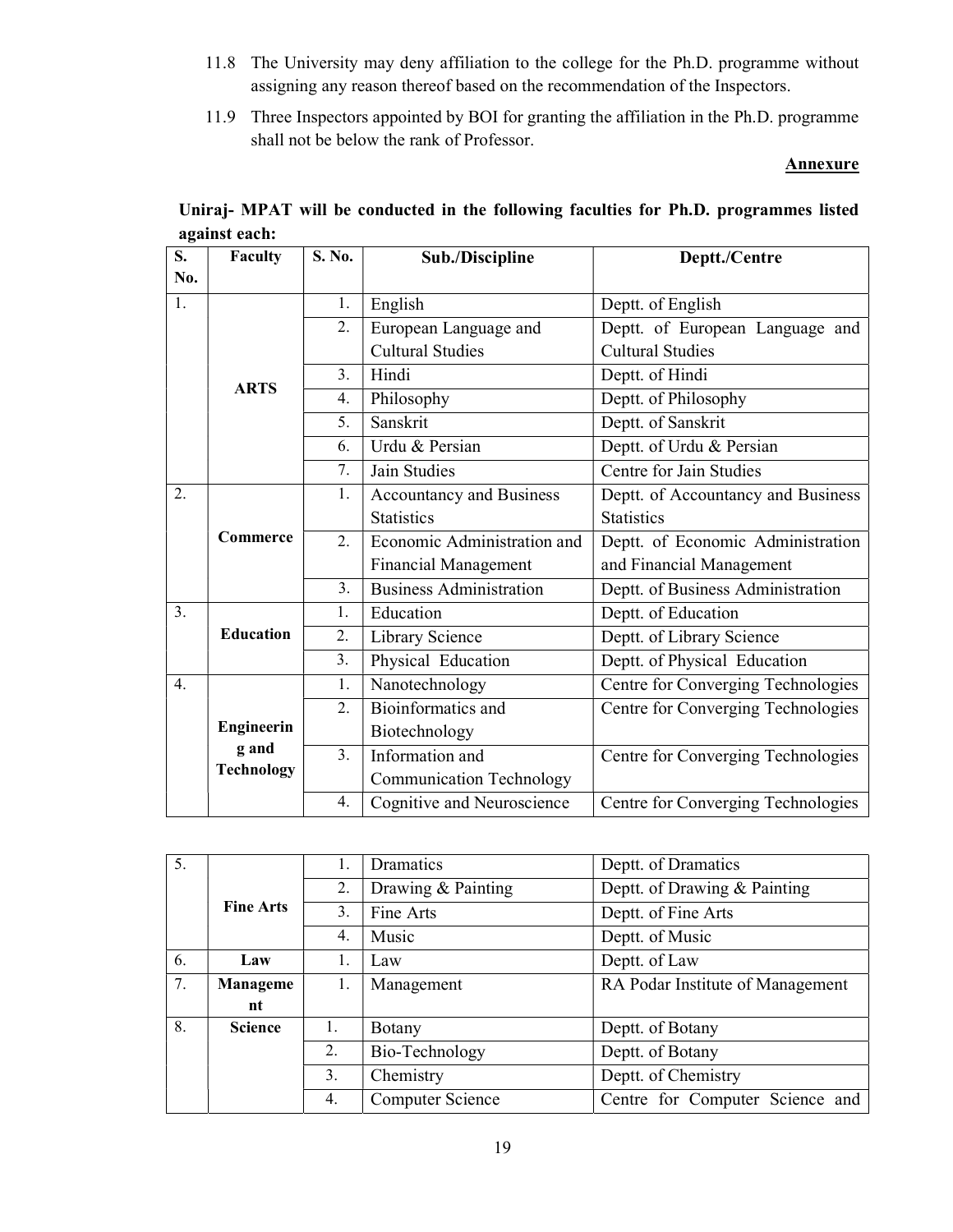11.8 The University may deny affiliation to the college for the Ph.D. programme without assigning any reason thereof based on the recommendation of the Inspectors.

11.9 Three Inspectors appointed by BOI for granting the affiliation in the Ph.D. programme shall not be below the rank of Professor.

**Annexure**

**Uniraj- MPAT will be conducted in the following faculties for Ph.D. programmes listed against each:**

| S. No. | Faculty | S. No. | Sub./Discipline | Deptt./Centre |
|---|---|---|---|---|
| 1. | **ARTS** | 1. | English | Deptt. of English |
| | | 2. | European Language and Cultural Studies | Deptt. of European Language and Cultural Studies |
| | | 3. | Hindi | Deptt. of Hindi |
| | | 4. | Philosophy | Deptt. of Philosophy |
| | | 5. | Sanskrit | Deptt. of Sanskrit |
| | | 6. | Urdu & Persian | Deptt. of Urdu & Persian |
| | | 7. | Jain Studies | Centre for Jain Studies |
| 2. | **Commerce** | 1. | Accountancy and Business Statistics | Deptt. of Accountancy and Business Statistics |
| | | 2. | Economic Administration and Financial Management | Deptt. of Economic Administration and Financial Management |
| | | 3. | Business Administration | Deptt. of Business Administration |
| 3. | **Education** | 1. | Education | Deptt. of Education |
| | | 2. | Library Science | Deptt. of Library Science |
| | | 3. | Physical Education | Deptt. of Physical Education |
| 4. | **Engineering and Technology** | 1. | Nanotechnology | Centre for Converging Technologies |
| | | 2. | Bioinformatics and Biotechnology | Centre for Converging Technologies |
| | | 3. | Information and Communication Technology | Centre for Converging Technologies |
| | | 4. | Cognitive and Neuroscience | Centre for Converging Technologies |
| 5. | **Fine Arts** | 1. | Dramatics | Deptt. of Dramatics |
| | | 2. | Drawing & Painting | Deptt. of Drawing & Painting |
| | | 3. | Fine Arts | Deptt. of Fine Arts |
| | | 4. | Music | Deptt. of Music |
| 6. | **Law** | 1. | Law | Deptt. of Law |
| 7. | **Management** | 1. | Management | RA Podar Institute of Management |
| 8. | **Science** | 1. | Botany | Deptt. of Botany |
| | | 2. | Bio-Technology | Deptt. of Botany |
| | | 3. | Chemistry | Deptt. of Chemistry |
| | | 4. | Computer Science | Centre for Computer Science and |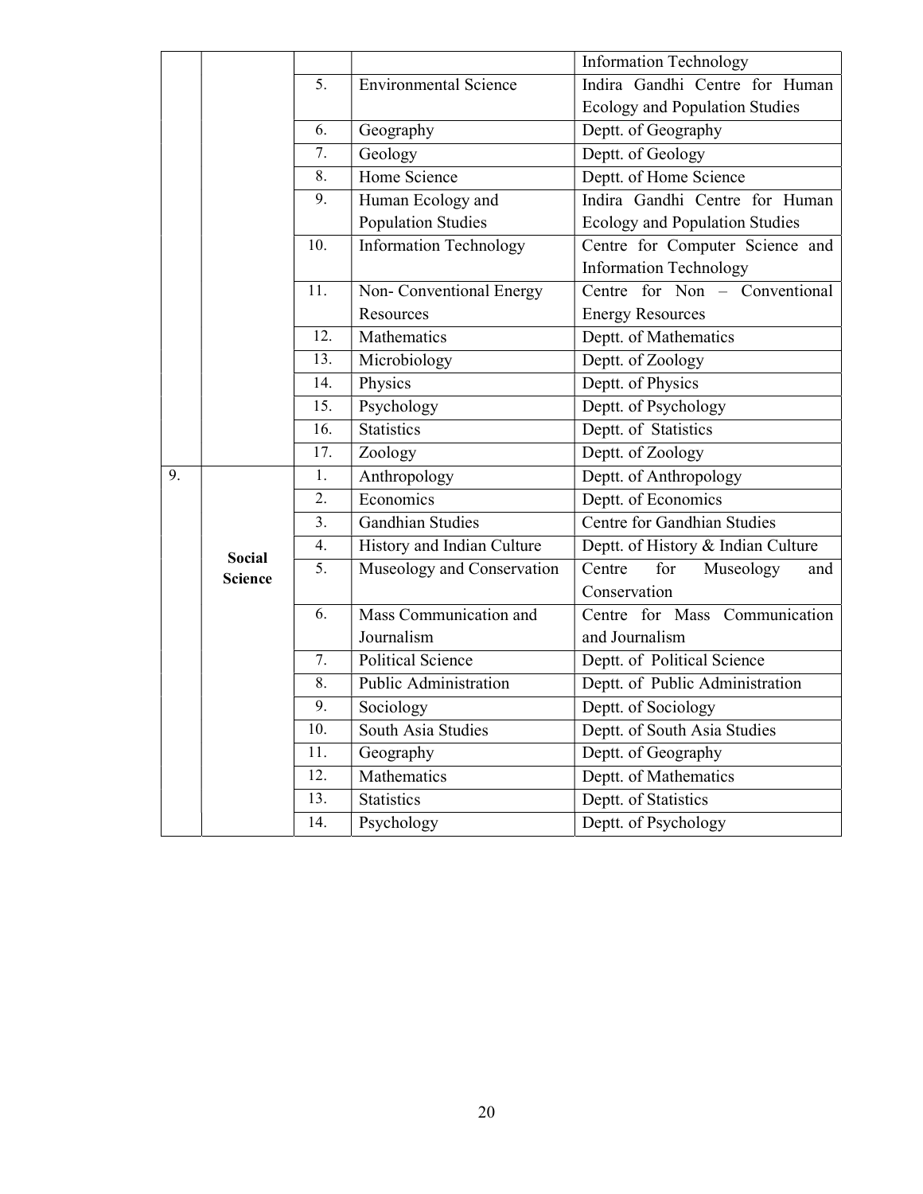| | | | | |
|---|---|---|---|---|
| | | | | Information Technology |
| | | 5. | Environmental Science | Indira Gandhi Centre for Human Ecology and Population Studies |
| | | 6. | Geography | Deptt. of Geography |
| | | 7. | Geology | Deptt. of Geology |
| | | 8. | Home Science | Deptt. of Home Science |
| | | 9. | Human Ecology and Population Studies | Indira Gandhi Centre for Human Ecology and Population Studies |
| | | 10. | Information Technology | Centre for Computer Science and Information Technology |
| | | 11. | Non- Conventional Energy Resources | Centre for Non – Conventional Energy Resources |
| | | 12. | Mathematics | Deptt. of Mathematics |
| | | 13. | Microbiology | Deptt. of Zoology |
| | | 14. | Physics | Deptt. of Physics |
| | | 15. | Psychology | Deptt. of Psychology |
| | | 16. | Statistics | Deptt. of Statistics |
| | | 17. | Zoology | Deptt. of Zoology |
| 9. | **Social Science** | 1. | Anthropology | Deptt. of Anthropology |
| | | 2. | Economics | Deptt. of Economics |
| | | 3. | Gandhian Studies | Centre for Gandhian Studies |
| | | 4. | History and Indian Culture | Deptt. of History & Indian Culture |
| | | 5. | Museology and Conservation | Centre for Museology and Conservation |
| | | 6. | Mass Communication and Journalism | Centre for Mass Communication and Journalism |
| | | 7. | Political Science | Deptt. of Political Science |
| | | 8. | Public Administration | Deptt. of Public Administration |
| | | 9. | Sociology | Deptt. of Sociology |
| | | 10. | South Asia Studies | Deptt. of South Asia Studies |
| | | 11. | Geography | Deptt. of Geography |
| | | 12. | Mathematics | Deptt. of Mathematics |
| | | 13. | Statistics | Deptt. of Statistics |
| | | 14. | Psychology | Deptt. of Psychology |